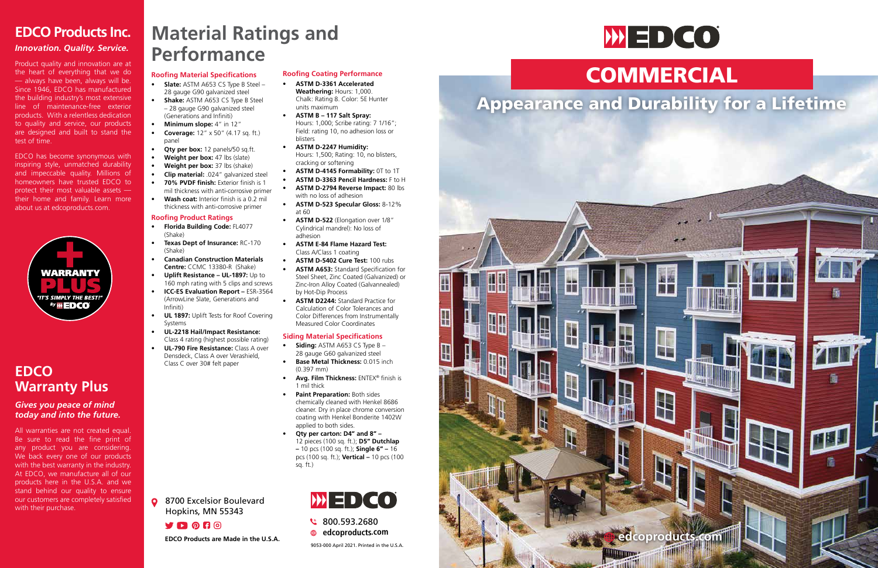## EDCO Products Inc.

### *Innovation. Quality. Service.*

Product quality and innovation are at the heart of everything that we do — always have been, always will be. Since 1946, EDCO has manufactured the building industry's most extensive line of maintenance-free exterior products. With a relentless dedication to quality and service, our products are designed and built to stand the test of time.

EDCO has become synonymous with inspiring style, unmatched durability and impeccable quality. Millions of homeowners have trusted EDCO to protect their most valuable assets — their home and family. Learn more about us at edcoproducts.com.

WARRANTY PLUS
"IT'S SIMPLY THE BEST!"
By EDCO

## EDCO Warranty Plus

### *Gives you peace of mind today and into the future.*

All warranties are not created equal. Be sure to read the fine print of any product you are considering. We back every one of our products with the best warranty in the industry. At EDCO, we manufacture all of our products here in the U.S.A. and we stand behind our quality to ensure our customers are completely satisfied with their purchase.

# Material Ratings and Performance

### Roofing Material Specifications

- **Slate:** ASTM A653 CS Type B Steel – 28 gauge G90 galvanized steel
- **Shake:** ASTM A653 CS Type B Steel – 28 gauge G90 galvanized steel (Generations and Infiniti)
- **Minimum slope:** 4" in 12"
- **Coverage:** 12" x 50" (4.17 sq. ft.) panel
- **Qty per box:** 12 panels/50 sq.ft.
- **Weight per box:** 47 lbs (slate)
- **Weight per box:** 37 lbs (shake)
- **Clip material:** .024" galvanized steel
- **70% PVDF finish:** Exterior finish is 1 mil thickness with anti-corrosive primer
- **Wash coat:** Interior finish is a 0.2 mil thickness with anti-corrosive primer

### Roofing Product Ratings

- **Florida Building Code:** FL4077 (Shake)
- **Texas Dept of Insurance:** RC-170 (Shake)
- **Canadian Construction Materials Centre:** CCMC 13380-R (Shake)
- **Uplift Resistance – UL-1897:** Up to 160 mph rating with 5 clips and screws
- **ICC-ES Evaluation Report –** ESR-3564 (ArrowLine Slate, Generations and Infiniti)
- **UL 1897:** Uplift Tests for Roof Covering Systems
- **UL-2218 Hail/Impact Resistance:** Class 4 rating (highest possible rating)
- **UL-790 Fire Resistance:** Class A over Densdeck, Class A over Verashield, Class C over 30# felt paper

### Roofing Coating Performance

- **ASTM D-3361 Accelerated Weathering:** Hours: 1,000. Chalk: Rating 8. Color: 5E Hunter units maximum
- **ASTM B – 117 Salt Spray:** Hours: 1,000; Scribe rating: 7 1/16"; Field: rating 10, no adhesion loss or blisters
- **ASTM D-2247 Humidity:** Hours: 1,500; Rating: 10, no blisters, cracking or softening
- **ASTM D-4145 Formability:** 0T to 1T
- **ASTM D-3363 Pencil Hardness:** F to H
- **ASTM D-2794 Reverse Impact:** 80 lbs with no loss of adhesion
- **ASTM D-523 Specular Gloss:** 8-12% at 60
- **ASTM D-522** (Elongation over 1/8" Cylindrical mandrel): No loss of adhesion
- **ASTM E-84 Flame Hazard Test:** Class A/Class 1 coating
- **ASTM D-5402 Cure Test:** 100 rubs
- **ASTM A653:** Standard Specification for Steel Sheet, Zinc Coated (Galvanized) or Zinc-Iron Alloy Coated (Galvannealed) by Hot-Dip Process
- **ASTM D2244:** Standard Practice for Calculation of Color Tolerances and Color Differences from Instrumentally Measured Color Coordinates

### Siding Material Specifications

- **Siding:** ASTM A653 CS Type B – 28 gauge G60 galvanized steel
- **Base Metal Thickness:** 0.015 inch (0.397 mm)
- **Avg. Film Thickness:** ENTEX® finish is 1 mil thick
- **Paint Preparation:** Both sides chemically cleaned with Henkel 8686 cleaner. Dry in place chrome conversion coating with Henkel Bonderite 1402W applied to both sides.
- **Qty per carton: D4" and 8" –** 12 pieces (100 sq. ft.); **D5" Dutchlap –** 10 pcs (100 sq. ft.); **Single 6" –** 16 pcs (100 sq. ft.); **Vertical –** 10 pcs (100 sq. ft.)

8700 Excelsior Boulevard
Hopkins, MN 55343

**EDCO Products are Made in the U.S.A.**

EDCO

800.593.2680
**edcoproducts.com**

9053-000 April 2021. Printed in the U.S.A.

# EDCO

# COMMERCIAL

## Appearance and Durability for a Lifetime

edcoproducts.com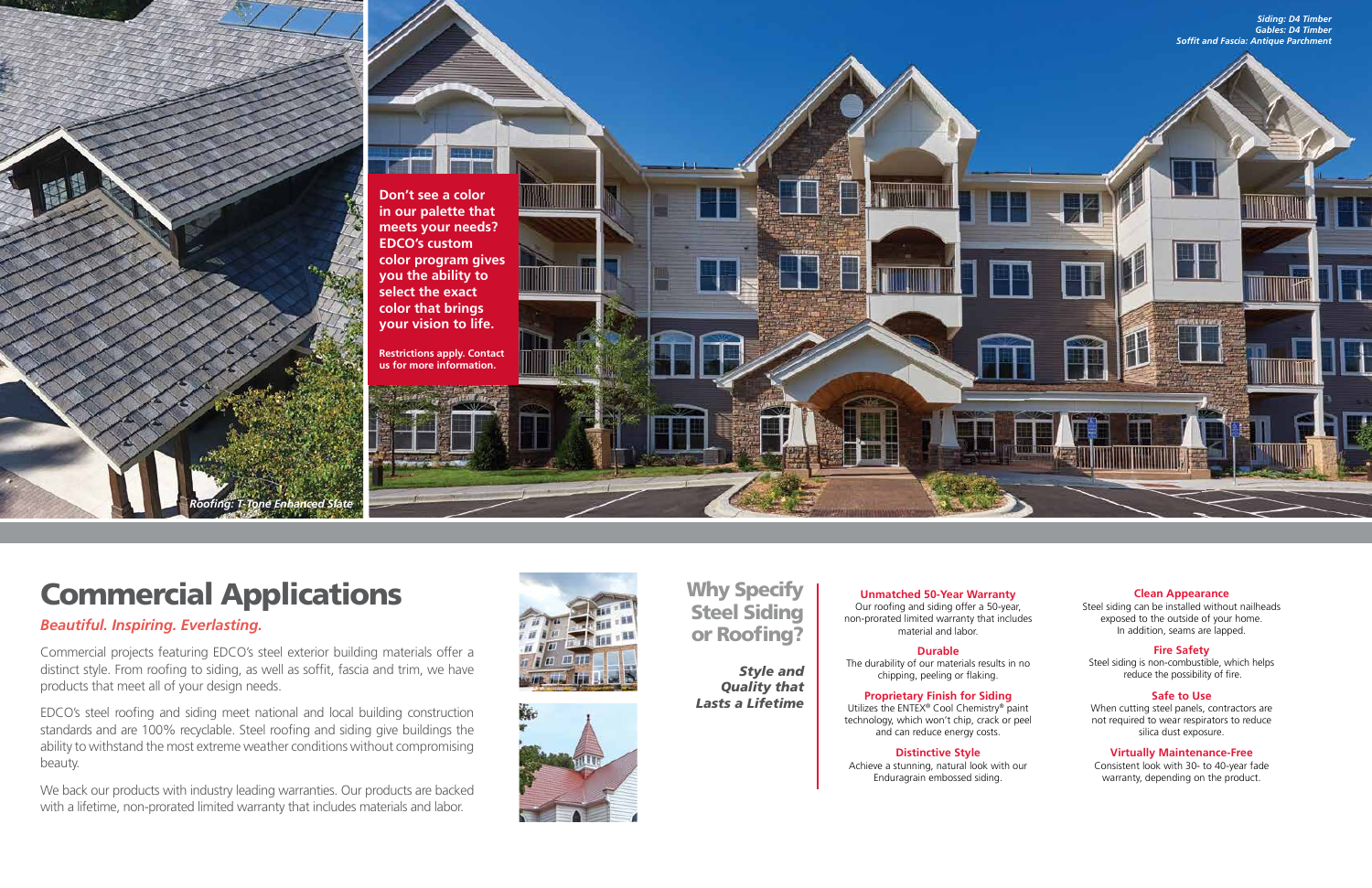Siding: D4 Timber
Gables: D4 Timber
Soffit and Fascia: Antique Parchment

**Don't see a color in our palette that meets your needs? EDCO's custom color program gives you the ability to select the exact color that brings your vision to life.**

**Restrictions apply. Contact us for more information.**

*Roofing: T-Tone Enhanced Slate*

# Commercial Applications

## *Beautiful. Inspiring. Everlasting.*

Commercial projects featuring EDCO's steel exterior building materials offer a distinct style. From roofing to siding, as well as soffit, fascia and trim, we have products that meet all of your design needs.

EDCO's steel roofing and siding meet national and local building construction standards and are 100% recyclable. Steel roofing and siding give buildings the ability to withstand the most extreme weather conditions without compromising beauty.

We back our products with industry leading warranties. Our products are backed with a lifetime, non-prorated limited warranty that includes materials and labor.

## Why Specify Steel Siding or Roofing?

***Style and Quality that Lasts a Lifetime***

**Unmatched 50-Year Warranty**
Our roofing and siding offer a 50-year, non-prorated limited warranty that includes material and labor.

**Durable**
The durability of our materials results in no chipping, peeling or flaking.

**Proprietary Finish for Siding**
Utilizes the ENTEX® Cool Chemistry® paint technology, which won't chip, crack or peel and can reduce energy costs.

**Distinctive Style**
Achieve a stunning, natural look with our Enduragrain embossed siding.

**Clean Appearance**
Steel siding can be installed without nailheads exposed to the outside of your home. In addition, seams are lapped.

**Fire Safety**
Steel siding is non-combustible, which helps reduce the possibility of fire.

**Safe to Use**
When cutting steel panels, contractors are not required to wear respirators to reduce silica dust exposure.

**Virtually Maintenance-Free**
Consistent look with 30- to 40-year fade warranty, depending on the product.